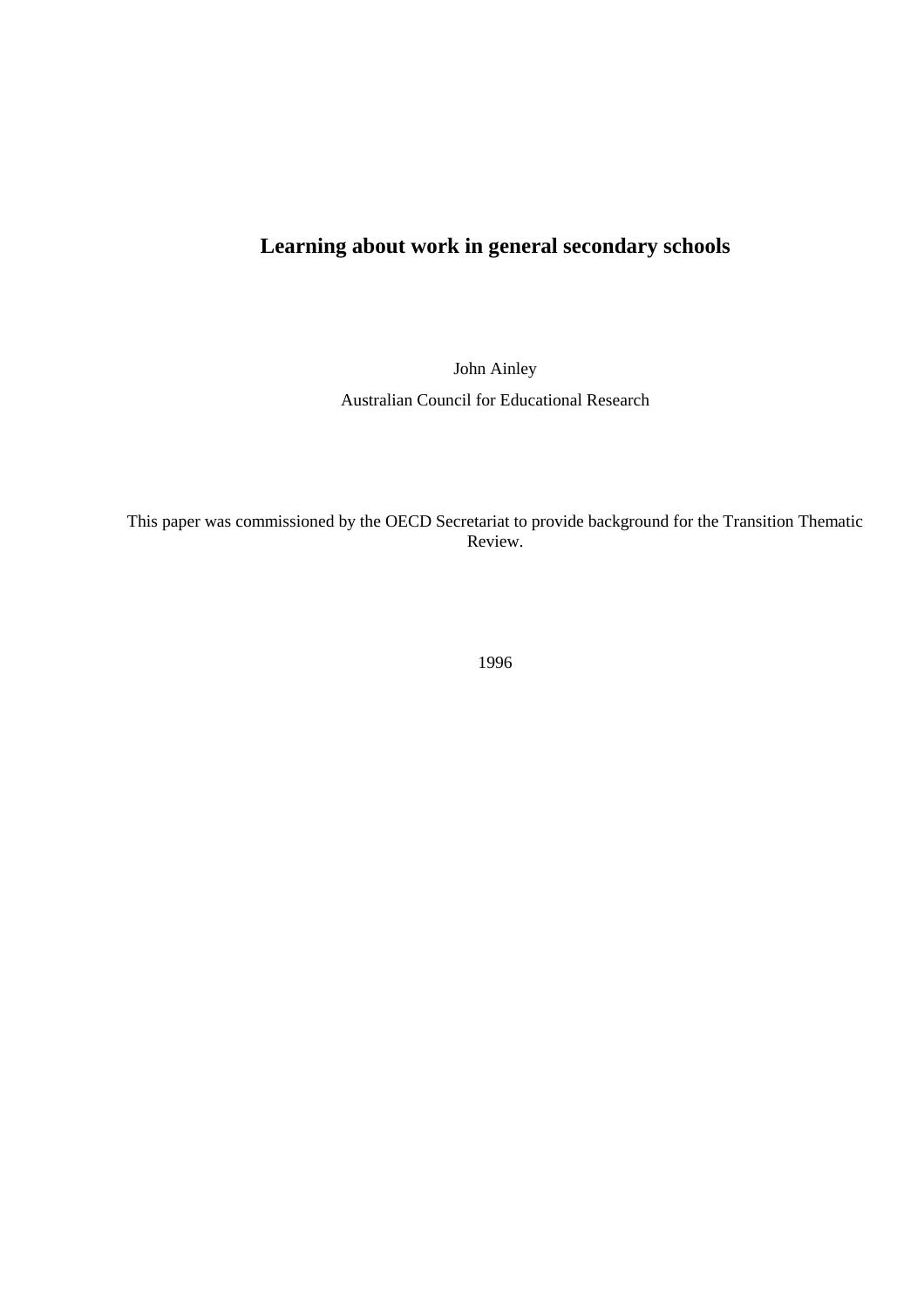# Learning about work in general secondary schools

John Ainley

Australian Council for Educational Research

This paper was commissioned by the OECD Secretariat to provide background for the Transition Thematic Review.

1996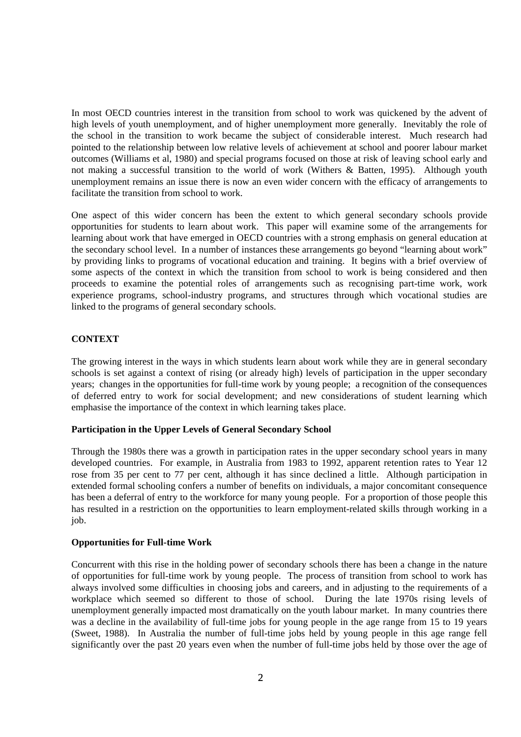In most OECD countries interest in the transition from school to work was quickened by the advent of high levels of youth unemployment, and of higher unemployment more generally. Inevitably the role of the school in the transition to work became the subject of considerable interest. Much research had pointed to the relationship between low relative levels of achievement at school and poorer labour market outcomes (Williams et al, 1980) and special programs focused on those at risk of leaving school early and not making a successful transition to the world of work (Withers & Batten, 1995). Although youth unemployment remains an issue there is now an even wider concern with the efficacy of arrangements to facilitate the transition from school to work.

One aspect of this wider concern has been the extent to which general secondary schools provide opportunities for students to learn about work. This paper will examine some of the arrangements for learning about work that have emerged in OECD countries with a strong emphasis on general education at the secondary school level. In a number of instances these arrangements go beyond "learning about work" by providing links to programs of vocational education and training. It begins with a brief overview of some aspects of the context in which the transition from school to work is being considered and then proceeds to examine the potential roles of arrangements such as recognising part-time work, work experience programs, school-industry programs, and structures through which vocational studies are linked to the programs of general secondary schools.

## CONTEXT

The growing interest in the ways in which students learn about work while they are in general secondary schools is set against a context of rising (or already high) levels of participation in the upper secondary years; changes in the opportunities for full-time work by young people; a recognition of the consequences of deferred entry to work for social development; and new considerations of student learning which emphasise the importance of the context in which learning takes place.

### Participation in the Upper Levels of General Secondary School

Through the 1980s there was a growth in participation rates in the upper secondary school years in many developed countries. For example, in Australia from 1983 to 1992, apparent retention rates to Year 12 rose from 35 per cent to 77 per cent, although it has since declined a little. Although participation in extended formal schooling confers a number of benefits on individuals, a major concomitant consequence has been a deferral of entry to the workforce for many young people. For a proportion of those people this has resulted in a restriction on the opportunities to learn employment-related skills through working in a job.

### Opportunities for Full-time Work

Concurrent with this rise in the holding power of secondary schools there has been a change in the nature of opportunities for full-time work by young people. The process of transition from school to work has always involved some difficulties in choosing jobs and careers, and in adjusting to the requirements of a workplace which seemed so different to those of school. During the late 1970s rising levels of unemployment generally impacted most dramatically on the youth labour market. In many countries there was a decline in the availability of full-time jobs for young people in the age range from 15 to 19 years (Sweet, 1988). In Australia the number of full-time jobs held by young people in this age range fell significantly over the past 20 years even when the number of full-time jobs held by those over the age of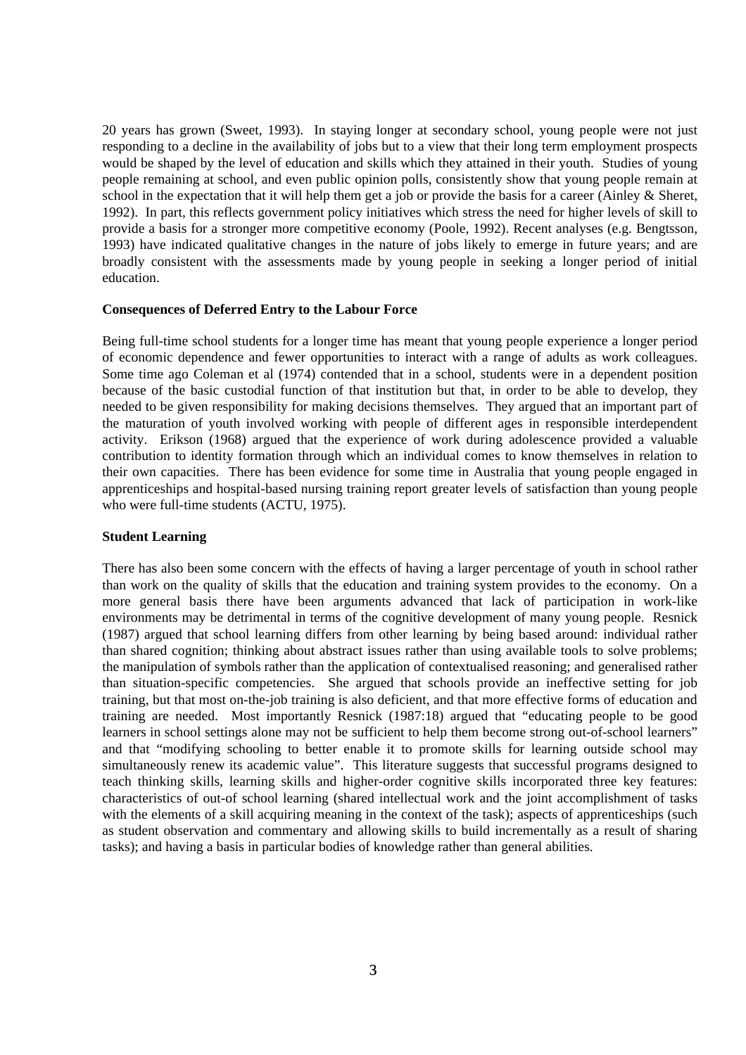20 years has grown (Sweet, 1993). In staying longer at secondary school, young people were not just responding to a decline in the availability of jobs but to a view that their long term employment prospects would be shaped by the level of education and skills which they attained in their youth. Studies of young people remaining at school, and even public opinion polls, consistently show that young people remain at school in the expectation that it will help them get a job or provide the basis for a career (Ainley & Sheret, 1992). In part, this reflects government policy initiatives which stress the need for higher levels of skill to provide a basis for a stronger more competitive economy (Poole, 1992). Recent analyses (e.g. Bengtsson, 1993) have indicated qualitative changes in the nature of jobs likely to emerge in future years; and are broadly consistent with the assessments made by young people in seeking a longer period of initial education.

**Consequences of Deferred Entry to the Labour Force**

Being full-time school students for a longer time has meant that young people experience a longer period of economic dependence and fewer opportunities to interact with a range of adults as work colleagues. Some time ago Coleman et al (1974) contended that in a school, students were in a dependent position because of the basic custodial function of that institution but that, in order to be able to develop, they needed to be given responsibility for making decisions themselves. They argued that an important part of the maturation of youth involved working with people of different ages in responsible interdependent activity. Erikson (1968) argued that the experience of work during adolescence provided a valuable contribution to identity formation through which an individual comes to know themselves in relation to their own capacities. There has been evidence for some time in Australia that young people engaged in apprenticeships and hospital-based nursing training report greater levels of satisfaction than young people who were full-time students (ACTU, 1975).

**Student Learning**

There has also been some concern with the effects of having a larger percentage of youth in school rather than work on the quality of skills that the education and training system provides to the economy. On a more general basis there have been arguments advanced that lack of participation in work-like environments may be detrimental in terms of the cognitive development of many young people. Resnick (1987) argued that school learning differs from other learning by being based around: individual rather than shared cognition; thinking about abstract issues rather than using available tools to solve problems; the manipulation of symbols rather than the application of contextualised reasoning; and generalised rather than situation-specific competencies. She argued that schools provide an ineffective setting for job training, but that most on-the-job training is also deficient, and that more effective forms of education and training are needed. Most importantly Resnick (1987:18) argued that "educating people to be good learners in school settings alone may not be sufficient to help them become strong out-of-school learners" and that "modifying schooling to better enable it to promote skills for learning outside school may simultaneously renew its academic value". This literature suggests that successful programs designed to teach thinking skills, learning skills and higher-order cognitive skills incorporated three key features: characteristics of out-of school learning (shared intellectual work and the joint accomplishment of tasks with the elements of a skill acquiring meaning in the context of the task); aspects of apprenticeships (such as student observation and commentary and allowing skills to build incrementally as a result of sharing tasks); and having a basis in particular bodies of knowledge rather than general abilities.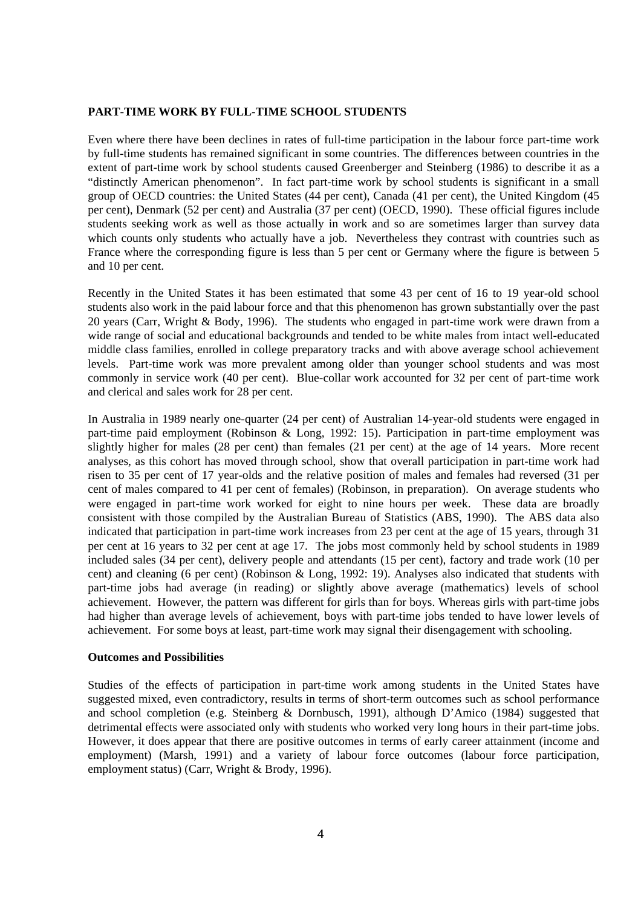## PART-TIME WORK BY FULL-TIME SCHOOL STUDENTS

Even where there have been declines in rates of full-time participation in the labour force part-time work by full-time students has remained significant in some countries. The differences between countries in the extent of part-time work by school students caused Greenberger and Steinberg (1986) to describe it as a "distinctly American phenomenon". In fact part-time work by school students is significant in a small group of OECD countries: the United States (44 per cent), Canada (41 per cent), the United Kingdom (45 per cent), Denmark (52 per cent) and Australia (37 per cent) (OECD, 1990). These official figures include students seeking work as well as those actually in work and so are sometimes larger than survey data which counts only students who actually have a job. Nevertheless they contrast with countries such as France where the corresponding figure is less than 5 per cent or Germany where the figure is between 5 and 10 per cent.

Recently in the United States it has been estimated that some 43 per cent of 16 to 19 year-old school students also work in the paid labour force and that this phenomenon has grown substantially over the past 20 years (Carr, Wright & Body, 1996). The students who engaged in part-time work were drawn from a wide range of social and educational backgrounds and tended to be white males from intact well-educated middle class families, enrolled in college preparatory tracks and with above average school achievement levels. Part-time work was more prevalent among older than younger school students and was most commonly in service work (40 per cent). Blue-collar work accounted for 32 per cent of part-time work and clerical and sales work for 28 per cent.

In Australia in 1989 nearly one-quarter (24 per cent) of Australian 14-year-old students were engaged in part-time paid employment (Robinson & Long, 1992: 15). Participation in part-time employment was slightly higher for males (28 per cent) than females (21 per cent) at the age of 14 years. More recent analyses, as this cohort has moved through school, show that overall participation in part-time work had risen to 35 per cent of 17 year-olds and the relative position of males and females had reversed (31 per cent of males compared to 41 per cent of females) (Robinson, in preparation). On average students who were engaged in part-time work worked for eight to nine hours per week. These data are broadly consistent with those compiled by the Australian Bureau of Statistics (ABS, 1990). The ABS data also indicated that participation in part-time work increases from 23 per cent at the age of 15 years, through 31 per cent at 16 years to 32 per cent at age 17. The jobs most commonly held by school students in 1989 included sales (34 per cent), delivery people and attendants (15 per cent), factory and trade work (10 per cent) and cleaning (6 per cent) (Robinson & Long, 1992: 19). Analyses also indicated that students with part-time jobs had average (in reading) or slightly above average (mathematics) levels of school achievement. However, the pattern was different for girls than for boys. Whereas girls with part-time jobs had higher than average levels of achievement, boys with part-time jobs tended to have lower levels of achievement. For some boys at least, part-time work may signal their disengagement with schooling.

### Outcomes and Possibilities

Studies of the effects of participation in part-time work among students in the United States have suggested mixed, even contradictory, results in terms of short-term outcomes such as school performance and school completion (e.g. Steinberg & Dornbusch, 1991), although D'Amico (1984) suggested that detrimental effects were associated only with students who worked very long hours in their part-time jobs. However, it does appear that there are positive outcomes in terms of early career attainment (income and employment) (Marsh, 1991) and a variety of labour force outcomes (labour force participation, employment status) (Carr, Wright & Brody, 1996).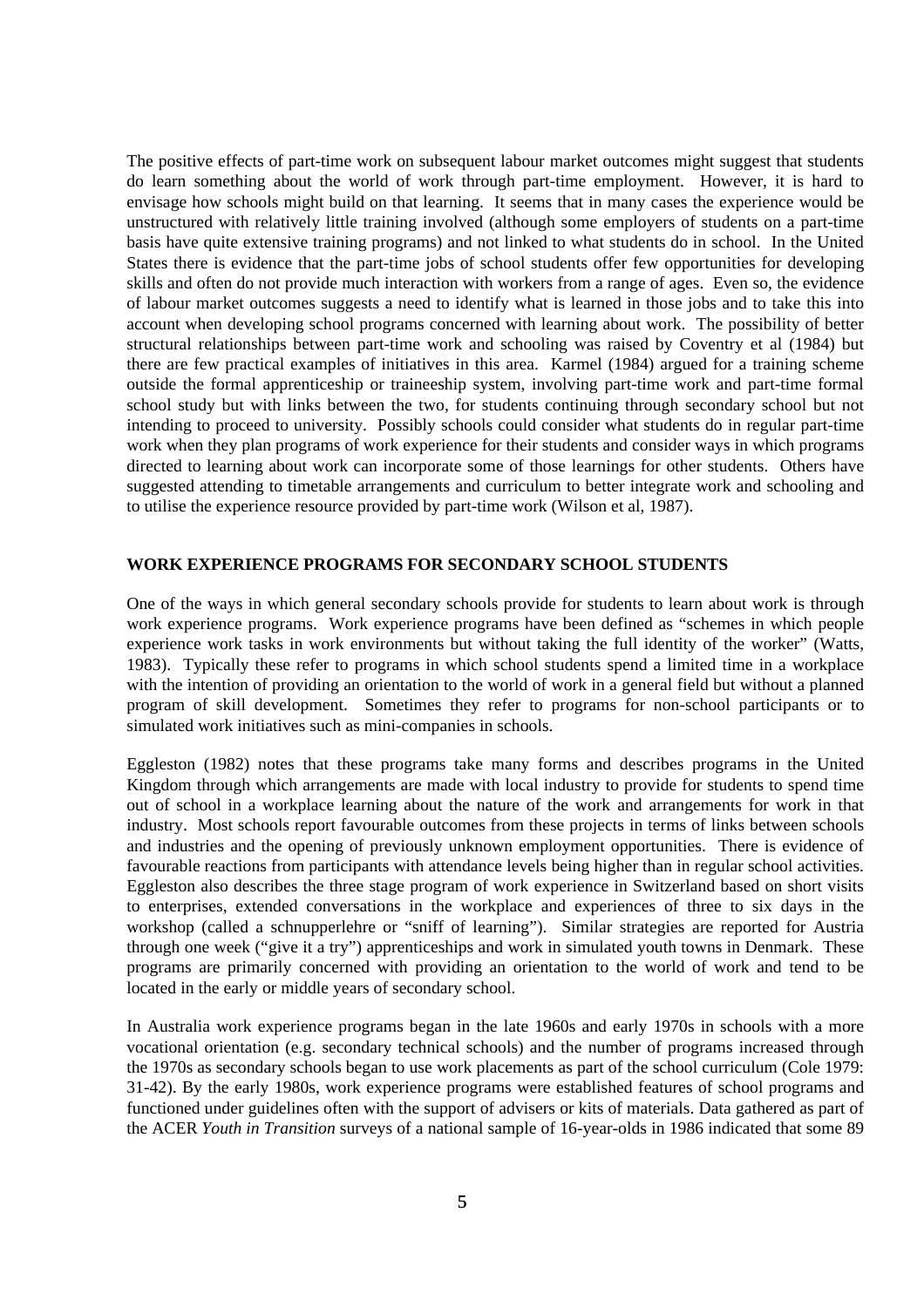The positive effects of part-time work on subsequent labour market outcomes might suggest that students do learn something about the world of work through part-time employment. However, it is hard to envisage how schools might build on that learning. It seems that in many cases the experience would be unstructured with relatively little training involved (although some employers of students on a part-time basis have quite extensive training programs) and not linked to what students do in school. In the United States there is evidence that the part-time jobs of school students offer few opportunities for developing skills and often do not provide much interaction with workers from a range of ages. Even so, the evidence of labour market outcomes suggests a need to identify what is learned in those jobs and to take this into account when developing school programs concerned with learning about work. The possibility of better structural relationships between part-time work and schooling was raised by Coventry et al (1984) but there are few practical examples of initiatives in this area. Karmel (1984) argued for a training scheme outside the formal apprenticeship or traineeship system, involving part-time work and part-time formal school study but with links between the two, for students continuing through secondary school but not intending to proceed to university. Possibly schools could consider what students do in regular part-time work when they plan programs of work experience for their students and consider ways in which programs directed to learning about work can incorporate some of those learnings for other students. Others have suggested attending to timetable arrangements and curriculum to better integrate work and schooling and to utilise the experience resource provided by part-time work (Wilson et al, 1987).

## WORK EXPERIENCE PROGRAMS FOR SECONDARY SCHOOL STUDENTS

One of the ways in which general secondary schools provide for students to learn about work is through work experience programs. Work experience programs have been defined as "schemes in which people experience work tasks in work environments but without taking the full identity of the worker" (Watts, 1983). Typically these refer to programs in which school students spend a limited time in a workplace with the intention of providing an orientation to the world of work in a general field but without a planned program of skill development. Sometimes they refer to programs for non-school participants or to simulated work initiatives such as mini-companies in schools.

Eggleston (1982) notes that these programs take many forms and describes programs in the United Kingdom through which arrangements are made with local industry to provide for students to spend time out of school in a workplace learning about the nature of the work and arrangements for work in that industry. Most schools report favourable outcomes from these projects in terms of links between schools and industries and the opening of previously unknown employment opportunities. There is evidence of favourable reactions from participants with attendance levels being higher than in regular school activities. Eggleston also describes the three stage program of work experience in Switzerland based on short visits to enterprises, extended conversations in the workplace and experiences of three to six days in the workshop (called a schnupperlehre or "sniff of learning"). Similar strategies are reported for Austria through one week ("give it a try") apprenticeships and work in simulated youth towns in Denmark. These programs are primarily concerned with providing an orientation to the world of work and tend to be located in the early or middle years of secondary school.

In Australia work experience programs began in the late 1960s and early 1970s in schools with a more vocational orientation (e.g. secondary technical schools) and the number of programs increased through the 1970s as secondary schools began to use work placements as part of the school curriculum (Cole 1979: 31-42). By the early 1980s, work experience programs were established features of school programs and functioned under guidelines often with the support of advisers or kits of materials. Data gathered as part of the ACER *Youth in Transition* surveys of a national sample of 16-year-olds in 1986 indicated that some 89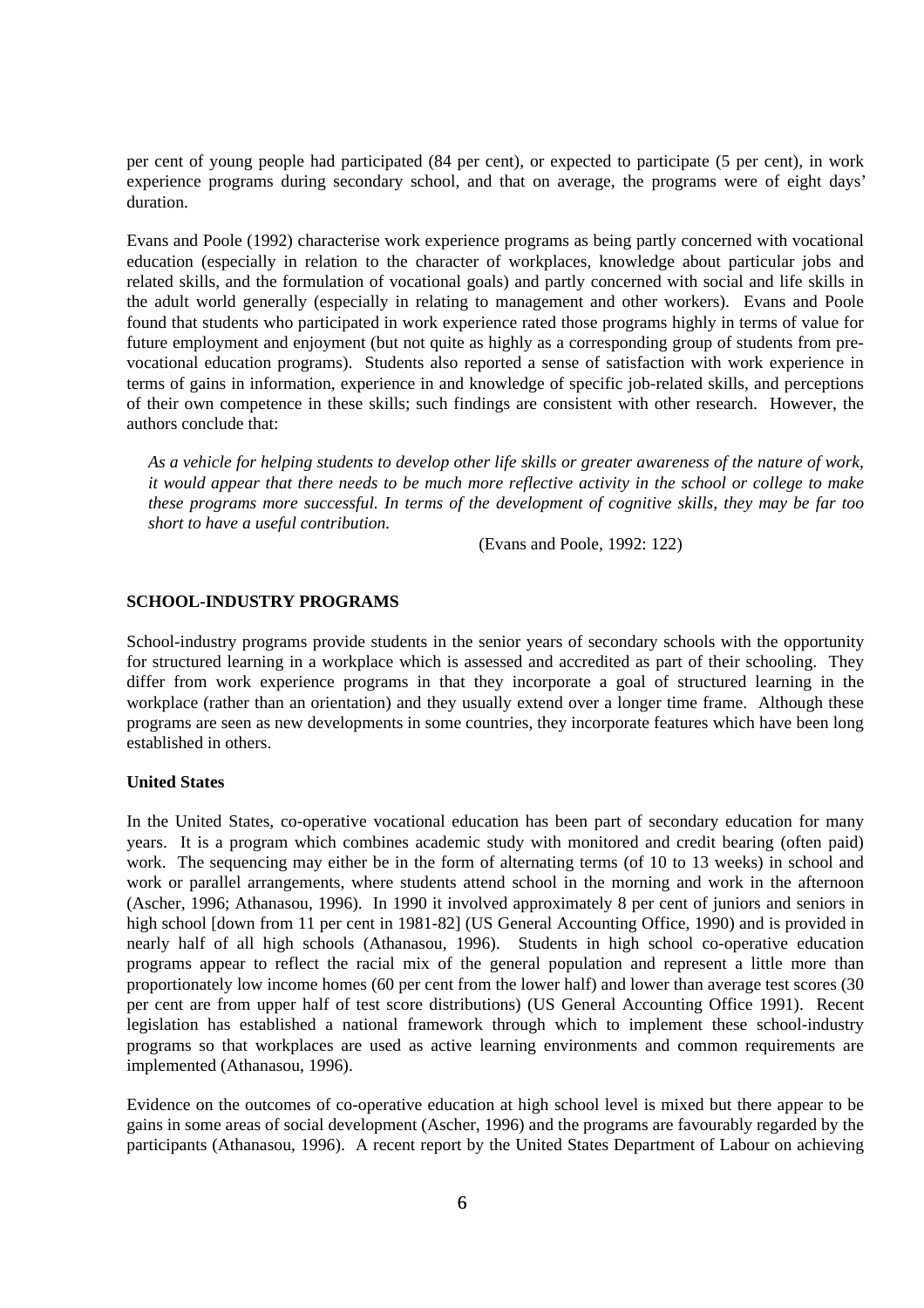per cent of young people had participated (84 per cent), or expected to participate (5 per cent), in work experience programs during secondary school, and that on average, the programs were of eight days' duration.

Evans and Poole (1992) characterise work experience programs as being partly concerned with vocational education (especially in relation to the character of workplaces, knowledge about particular jobs and related skills, and the formulation of vocational goals) and partly concerned with social and life skills in the adult world generally (especially in relating to management and other workers). Evans and Poole found that students who participated in work experience rated those programs highly in terms of value for future employment and enjoyment (but not quite as highly as a corresponding group of students from pre-vocational education programs). Students also reported a sense of satisfaction with work experience in terms of gains in information, experience in and knowledge of specific job-related skills, and perceptions of their own competence in these skills; such findings are consistent with other research. However, the authors conclude that:

> *As a vehicle for helping students to develop other life skills or greater awareness of the nature of work, it would appear that there needs to be much more reflective activity in the school or college to make these programs more successful. In terms of the development of cognitive skills, they may be far too short to have a useful contribution.*
>
> (Evans and Poole, 1992: 122)

## SCHOOL-INDUSTRY PROGRAMS

School-industry programs provide students in the senior years of secondary schools with the opportunity for structured learning in a workplace which is assessed and accredited as part of their schooling. They differ from work experience programs in that they incorporate a goal of structured learning in the workplace (rather than an orientation) and they usually extend over a longer time frame. Although these programs are seen as new developments in some countries, they incorporate features which have been long established in others.

### United States

In the United States, co-operative vocational education has been part of secondary education for many years. It is a program which combines academic study with monitored and credit bearing (often paid) work. The sequencing may either be in the form of alternating terms (of 10 to 13 weeks) in school and work or parallel arrangements, where students attend school in the morning and work in the afternoon (Ascher, 1996; Athanasou, 1996). In 1990 it involved approximately 8 per cent of juniors and seniors in high school [down from 11 per cent in 1981-82] (US General Accounting Office, 1990) and is provided in nearly half of all high schools (Athanasou, 1996). Students in high school co-operative education programs appear to reflect the racial mix of the general population and represent a little more than proportionately low income homes (60 per cent from the lower half) and lower than average test scores (30 per cent are from upper half of test score distributions) (US General Accounting Office 1991). Recent legislation has established a national framework through which to implement these school-industry programs so that workplaces are used as active learning environments and common requirements are implemented (Athanasou, 1996).

Evidence on the outcomes of co-operative education at high school level is mixed but there appear to be gains in some areas of social development (Ascher, 1996) and the programs are favourably regarded by the participants (Athanasou, 1996). A recent report by the United States Department of Labour on achieving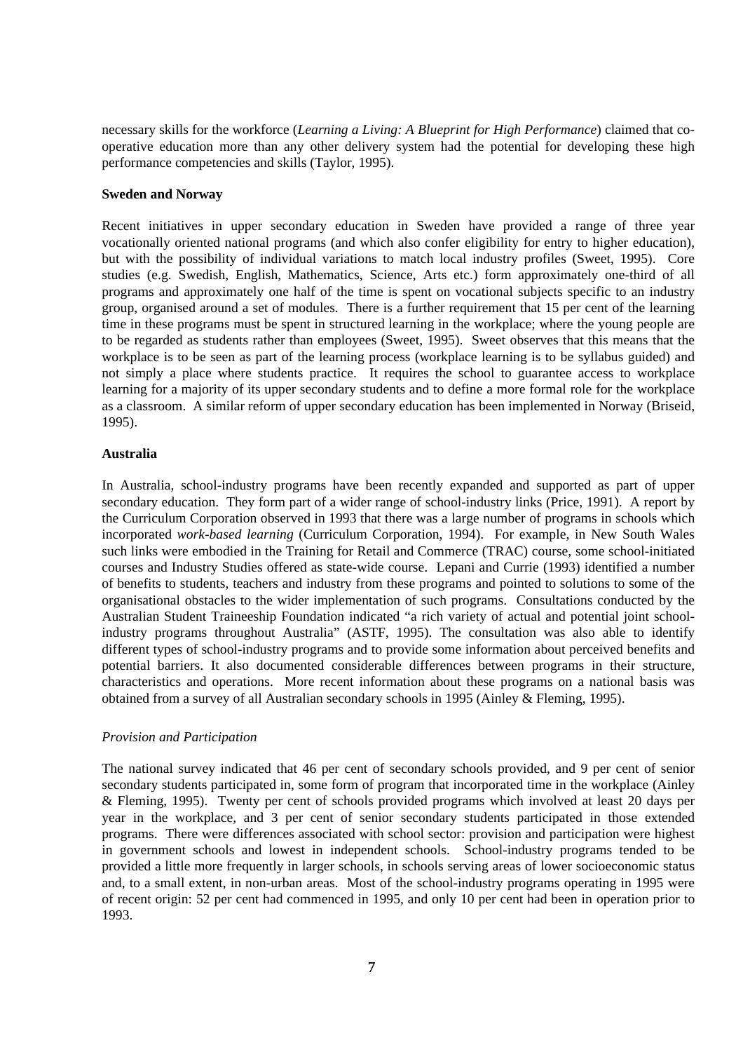necessary skills for the workforce (*Learning a Living: A Blueprint for High Performance*) claimed that co-operative education more than any other delivery system had the potential for developing these high performance competencies and skills (Taylor, 1995).

**Sweden and Norway**

Recent initiatives in upper secondary education in Sweden have provided a range of three year vocationally oriented national programs (and which also confer eligibility for entry to higher education), but with the possibility of individual variations to match local industry profiles (Sweet, 1995). Core studies (e.g. Swedish, English, Mathematics, Science, Arts etc.) form approximately one-third of all programs and approximately one half of the time is spent on vocational subjects specific to an industry group, organised around a set of modules. There is a further requirement that 15 per cent of the learning time in these programs must be spent in structured learning in the workplace; where the young people are to be regarded as students rather than employees (Sweet, 1995). Sweet observes that this means that the workplace is to be seen as part of the learning process (workplace learning is to be syllabus guided) and not simply a place where students practice. It requires the school to guarantee access to workplace learning for a majority of its upper secondary students and to define a more formal role for the workplace as a classroom. A similar reform of upper secondary education has been implemented in Norway (Briseid, 1995).

**Australia**

In Australia, school-industry programs have been recently expanded and supported as part of upper secondary education. They form part of a wider range of school-industry links (Price, 1991). A report by the Curriculum Corporation observed in 1993 that there was a large number of programs in schools which incorporated *work-based learning* (Curriculum Corporation, 1994). For example, in New South Wales such links were embodied in the Training for Retail and Commerce (TRAC) course, some school-initiated courses and Industry Studies offered as state-wide course. Lepani and Currie (1993) identified a number of benefits to students, teachers and industry from these programs and pointed to solutions to some of the organisational obstacles to the wider implementation of such programs. Consultations conducted by the Australian Student Traineeship Foundation indicated "a rich variety of actual and potential joint school-industry programs throughout Australia" (ASTF, 1995). The consultation was also able to identify different types of school-industry programs and to provide some information about perceived benefits and potential barriers. It also documented considerable differences between programs in their structure, characteristics and operations. More recent information about these programs on a national basis was obtained from a survey of all Australian secondary schools in 1995 (Ainley & Fleming, 1995).

*Provision and Participation*

The national survey indicated that 46 per cent of secondary schools provided, and 9 per cent of senior secondary students participated in, some form of program that incorporated time in the workplace (Ainley & Fleming, 1995). Twenty per cent of schools provided programs which involved at least 20 days per year in the workplace, and 3 per cent of senior secondary students participated in those extended programs. There were differences associated with school sector: provision and participation were highest in government schools and lowest in independent schools. School-industry programs tended to be provided a little more frequently in larger schools, in schools serving areas of lower socioeconomic status and, to a small extent, in non-urban areas. Most of the school-industry programs operating in 1995 were of recent origin: 52 per cent had commenced in 1995, and only 10 per cent had been in operation prior to 1993.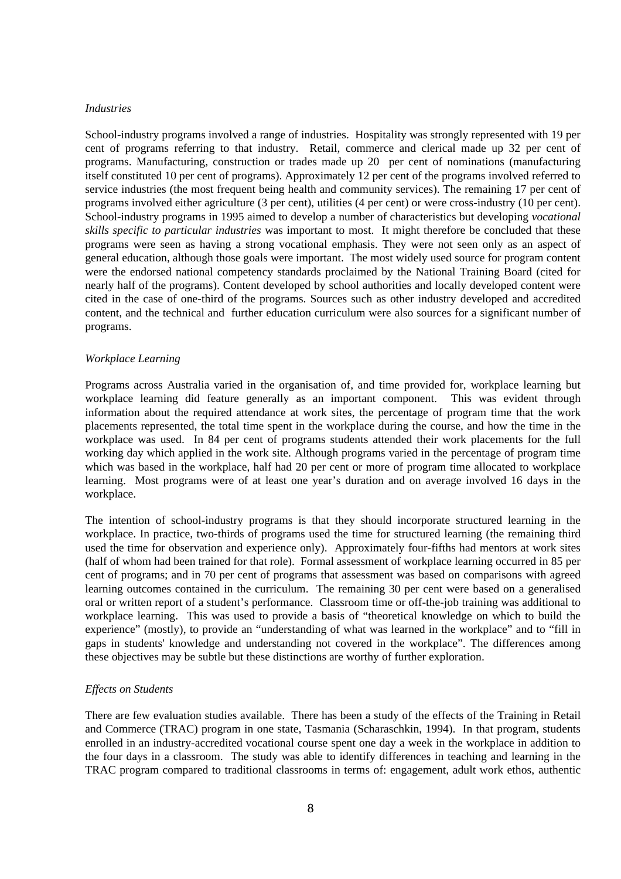*Industries*

School-industry programs involved a range of industries. Hospitality was strongly represented with 19 per cent of programs referring to that industry. Retail, commerce and clerical made up 32 per cent of programs. Manufacturing, construction or trades made up 20 per cent of nominations (manufacturing itself constituted 10 per cent of programs). Approximately 12 per cent of the programs involved referred to service industries (the most frequent being health and community services). The remaining 17 per cent of programs involved either agriculture (3 per cent), utilities (4 per cent) or were cross-industry (10 per cent). School-industry programs in 1995 aimed to develop a number of characteristics but developing *vocational skills specific to particular industries* was important to most. It might therefore be concluded that these programs were seen as having a strong vocational emphasis. They were not seen only as an aspect of general education, although those goals were important. The most widely used source for program content were the endorsed national competency standards proclaimed by the National Training Board (cited for nearly half of the programs). Content developed by school authorities and locally developed content were cited in the case of one-third of the programs. Sources such as other industry developed and accredited content, and the technical and further education curriculum were also sources for a significant number of programs.

*Workplace Learning*

Programs across Australia varied in the organisation of, and time provided for, workplace learning but workplace learning did feature generally as an important component. This was evident through information about the required attendance at work sites, the percentage of program time that the work placements represented, the total time spent in the workplace during the course, and how the time in the workplace was used. In 84 per cent of programs students attended their work placements for the full working day which applied in the work site. Although programs varied in the percentage of program time which was based in the workplace, half had 20 per cent or more of program time allocated to workplace learning. Most programs were of at least one year's duration and on average involved 16 days in the workplace.

The intention of school-industry programs is that they should incorporate structured learning in the workplace. In practice, two-thirds of programs used the time for structured learning (the remaining third used the time for observation and experience only). Approximately four-fifths had mentors at work sites (half of whom had been trained for that role). Formal assessment of workplace learning occurred in 85 per cent of programs; and in 70 per cent of programs that assessment was based on comparisons with agreed learning outcomes contained in the curriculum. The remaining 30 per cent were based on a generalised oral or written report of a student's performance. Classroom time or off-the-job training was additional to workplace learning. This was used to provide a basis of "theoretical knowledge on which to build the experience" (mostly), to provide an "understanding of what was learned in the workplace" and to "fill in gaps in students' knowledge and understanding not covered in the workplace". The differences among these objectives may be subtle but these distinctions are worthy of further exploration.

*Effects on Students*

There are few evaluation studies available. There has been a study of the effects of the Training in Retail and Commerce (TRAC) program in one state, Tasmania (Scharaschkin, 1994). In that program, students enrolled in an industry-accredited vocational course spent one day a week in the workplace in addition to the four days in a classroom. The study was able to identify differences in teaching and learning in the TRAC program compared to traditional classrooms in terms of: engagement, adult work ethos, authentic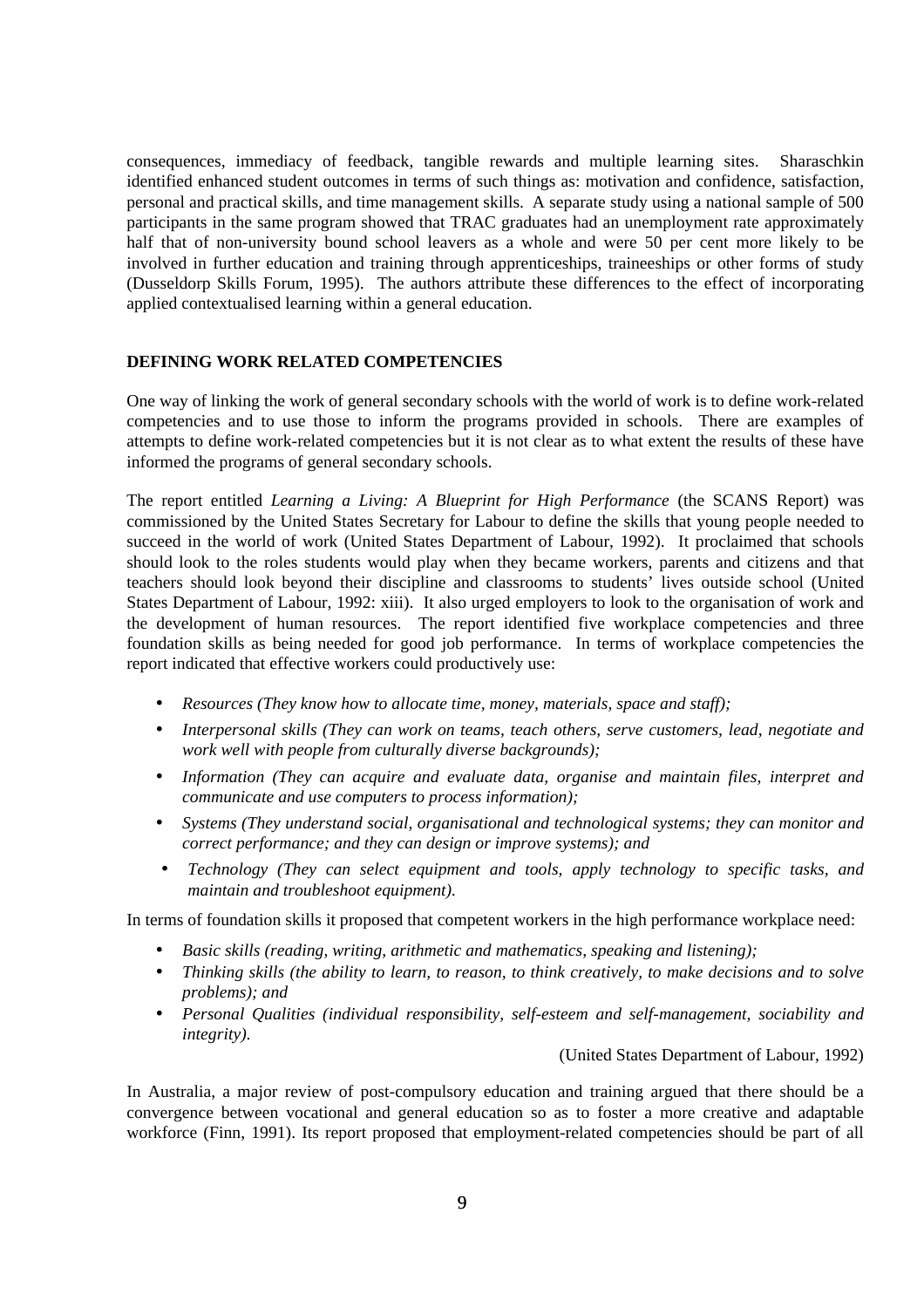consequences, immediacy of feedback, tangible rewards and multiple learning sites. Sharaschkin identified enhanced student outcomes in terms of such things as: motivation and confidence, satisfaction, personal and practical skills, and time management skills. A separate study using a national sample of 500 participants in the same program showed that TRAC graduates had an unemployment rate approximately half that of non-university bound school leavers as a whole and were 50 per cent more likely to be involved in further education and training through apprenticeships, traineeships or other forms of study (Dusseldorp Skills Forum, 1995). The authors attribute these differences to the effect of incorporating applied contextualised learning within a general education.

## DEFINING WORK RELATED COMPETENCIES

One way of linking the work of general secondary schools with the world of work is to define work-related competencies and to use those to inform the programs provided in schools. There are examples of attempts to define work-related competencies but it is not clear as to what extent the results of these have informed the programs of general secondary schools.

The report entitled *Learning a Living: A Blueprint for High Performance* (the SCANS Report) was commissioned by the United States Secretary for Labour to define the skills that young people needed to succeed in the world of work (United States Department of Labour, 1992). It proclaimed that schools should look to the roles students would play when they became workers, parents and citizens and that teachers should look beyond their discipline and classrooms to students' lives outside school (United States Department of Labour, 1992: xiii). It also urged employers to look to the organisation of work and the development of human resources. The report identified five workplace competencies and three foundation skills as being needed for good job performance. In terms of workplace competencies the report indicated that effective workers could productively use:

- *Resources (They know how to allocate time, money, materials, space and staff);*
- *Interpersonal skills (They can work on teams, teach others, serve customers, lead, negotiate and work well with people from culturally diverse backgrounds);*
- *Information (They can acquire and evaluate data, organise and maintain files, interpret and communicate and use computers to process information);*
- *Systems (They understand social, organisational and technological systems; they can monitor and correct performance; and they can design or improve systems); and*
- *Technology (They can select equipment and tools, apply technology to specific tasks, and maintain and troubleshoot equipment).*

In terms of foundation skills it proposed that competent workers in the high performance workplace need:

- *Basic skills (reading, writing, arithmetic and mathematics, speaking and listening);*
- *Thinking skills (the ability to learn, to reason, to think creatively, to make decisions and to solve problems); and*
- *Personal Qualities (individual responsibility, self-esteem and self-management, sociability and integrity).*

(United States Department of Labour, 1992)

In Australia, a major review of post-compulsory education and training argued that there should be a convergence between vocational and general education so as to foster a more creative and adaptable workforce (Finn, 1991). Its report proposed that employment-related competencies should be part of all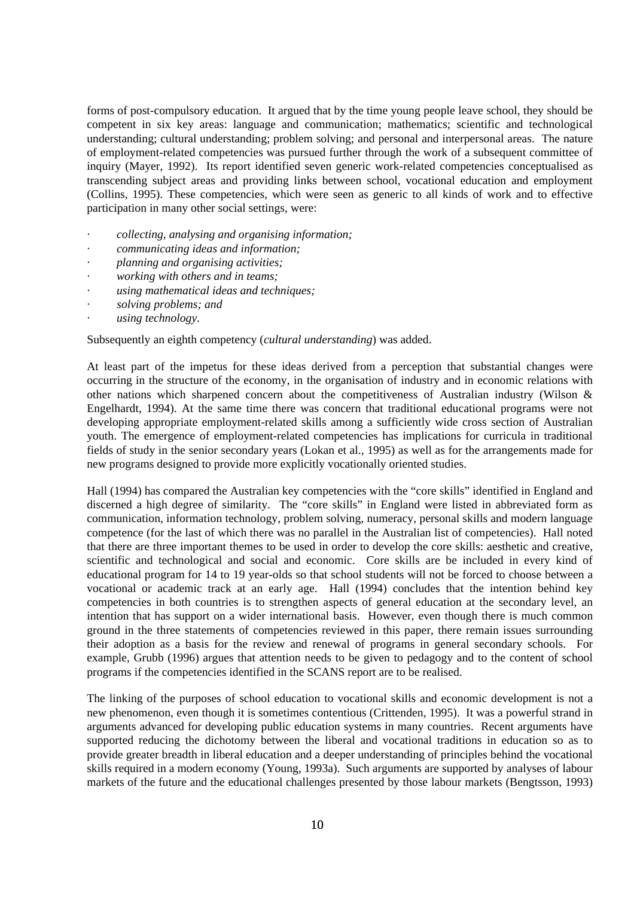forms of post-compulsory education. It argued that by the time young people leave school, they should be competent in six key areas: language and communication; mathematics; scientific and technological understanding; cultural understanding; problem solving; and personal and interpersonal areas. The nature of employment-related competencies was pursued further through the work of a subsequent committee of inquiry (Mayer, 1992). Its report identified seven generic work-related competencies conceptualised as transcending subject areas and providing links between school, vocational education and employment (Collins, 1995). These competencies, which were seen as generic to all kinds of work and to effective participation in many other social settings, were:

- *collecting, analysing and organising information;*
- *communicating ideas and information;*
- *planning and organising activities;*
- *working with others and in teams;*
- *using mathematical ideas and techniques;*
- *solving problems; and*
- *using technology.*

Subsequently an eighth competency (*cultural understanding*) was added.

At least part of the impetus for these ideas derived from a perception that substantial changes were occurring in the structure of the economy, in the organisation of industry and in economic relations with other nations which sharpened concern about the competitiveness of Australian industry (Wilson & Engelhardt, 1994). At the same time there was concern that traditional educational programs were not developing appropriate employment-related skills among a sufficiently wide cross section of Australian youth. The emergence of employment-related competencies has implications for curricula in traditional fields of study in the senior secondary years (Lokan et al., 1995) as well as for the arrangements made for new programs designed to provide more explicitly vocationally oriented studies.

Hall (1994) has compared the Australian key competencies with the "core skills" identified in England and discerned a high degree of similarity. The "core skills" in England were listed in abbreviated form as communication, information technology, problem solving, numeracy, personal skills and modern language competence (for the last of which there was no parallel in the Australian list of competencies). Hall noted that there are three important themes to be used in order to develop the core skills: aesthetic and creative, scientific and technological and social and economic. Core skills are be included in every kind of educational program for 14 to 19 year-olds so that school students will not be forced to choose between a vocational or academic track at an early age. Hall (1994) concludes that the intention behind key competencies in both countries is to strengthen aspects of general education at the secondary level, an intention that has support on a wider international basis. However, even though there is much common ground in the three statements of competencies reviewed in this paper, there remain issues surrounding their adoption as a basis for the review and renewal of programs in general secondary schools. For example, Grubb (1996) argues that attention needs to be given to pedagogy and to the content of school programs if the competencies identified in the SCANS report are to be realised.

The linking of the purposes of school education to vocational skills and economic development is not a new phenomenon, even though it is sometimes contentious (Crittenden, 1995). It was a powerful strand in arguments advanced for developing public education systems in many countries. Recent arguments have supported reducing the dichotomy between the liberal and vocational traditions in education so as to provide greater breadth in liberal education and a deeper understanding of principles behind the vocational skills required in a modern economy (Young, 1993a). Such arguments are supported by analyses of labour markets of the future and the educational challenges presented by those labour markets (Bengtsson, 1993)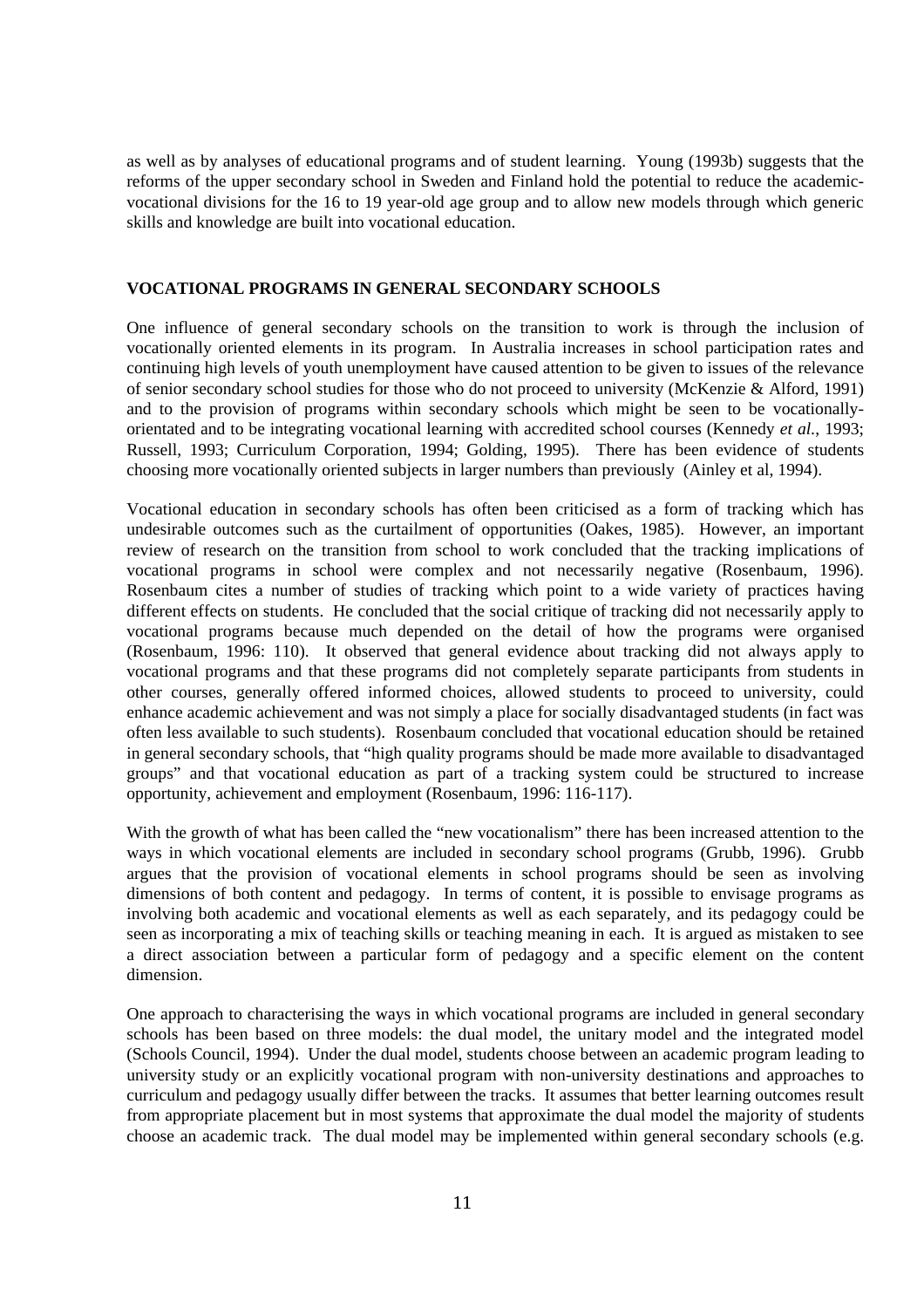as well as by analyses of educational programs and of student learning. Young (1993b) suggests that the reforms of the upper secondary school in Sweden and Finland hold the potential to reduce the academic-vocational divisions for the 16 to 19 year-old age group and to allow new models through which generic skills and knowledge are built into vocational education.

## VOCATIONAL PROGRAMS IN GENERAL SECONDARY SCHOOLS

One influence of general secondary schools on the transition to work is through the inclusion of vocationally oriented elements in its program. In Australia increases in school participation rates and continuing high levels of youth unemployment have caused attention to be given to issues of the relevance of senior secondary school studies for those who do not proceed to university (McKenzie & Alford, 1991) and to the provision of programs within secondary schools which might be seen to be vocationally-orientated and to be integrating vocational learning with accredited school courses (Kennedy *et al*., 1993; Russell, 1993; Curriculum Corporation, 1994; Golding, 1995). There has been evidence of students choosing more vocationally oriented subjects in larger numbers than previously (Ainley et al, 1994).

Vocational education in secondary schools has often been criticised as a form of tracking which has undesirable outcomes such as the curtailment of opportunities (Oakes, 1985). However, an important review of research on the transition from school to work concluded that the tracking implications of vocational programs in school were complex and not necessarily negative (Rosenbaum, 1996). Rosenbaum cites a number of studies of tracking which point to a wide variety of practices having different effects on students. He concluded that the social critique of tracking did not necessarily apply to vocational programs because much depended on the detail of how the programs were organised (Rosenbaum, 1996: 110). It observed that general evidence about tracking did not always apply to vocational programs and that these programs did not completely separate participants from students in other courses, generally offered informed choices, allowed students to proceed to university, could enhance academic achievement and was not simply a place for socially disadvantaged students (in fact was often less available to such students). Rosenbaum concluded that vocational education should be retained in general secondary schools, that "high quality programs should be made more available to disadvantaged groups" and that vocational education as part of a tracking system could be structured to increase opportunity, achievement and employment (Rosenbaum, 1996: 116-117).

With the growth of what has been called the "new vocationalism" there has been increased attention to the ways in which vocational elements are included in secondary school programs (Grubb, 1996). Grubb argues that the provision of vocational elements in school programs should be seen as involving dimensions of both content and pedagogy. In terms of content, it is possible to envisage programs as involving both academic and vocational elements as well as each separately, and its pedagogy could be seen as incorporating a mix of teaching skills or teaching meaning in each. It is argued as mistaken to see a direct association between a particular form of pedagogy and a specific element on the content dimension.

One approach to characterising the ways in which vocational programs are included in general secondary schools has been based on three models: the dual model, the unitary model and the integrated model (Schools Council, 1994). Under the dual model, students choose between an academic program leading to university study or an explicitly vocational program with non-university destinations and approaches to curriculum and pedagogy usually differ between the tracks. It assumes that better learning outcomes result from appropriate placement but in most systems that approximate the dual model the majority of students choose an academic track. The dual model may be implemented within general secondary schools (e.g.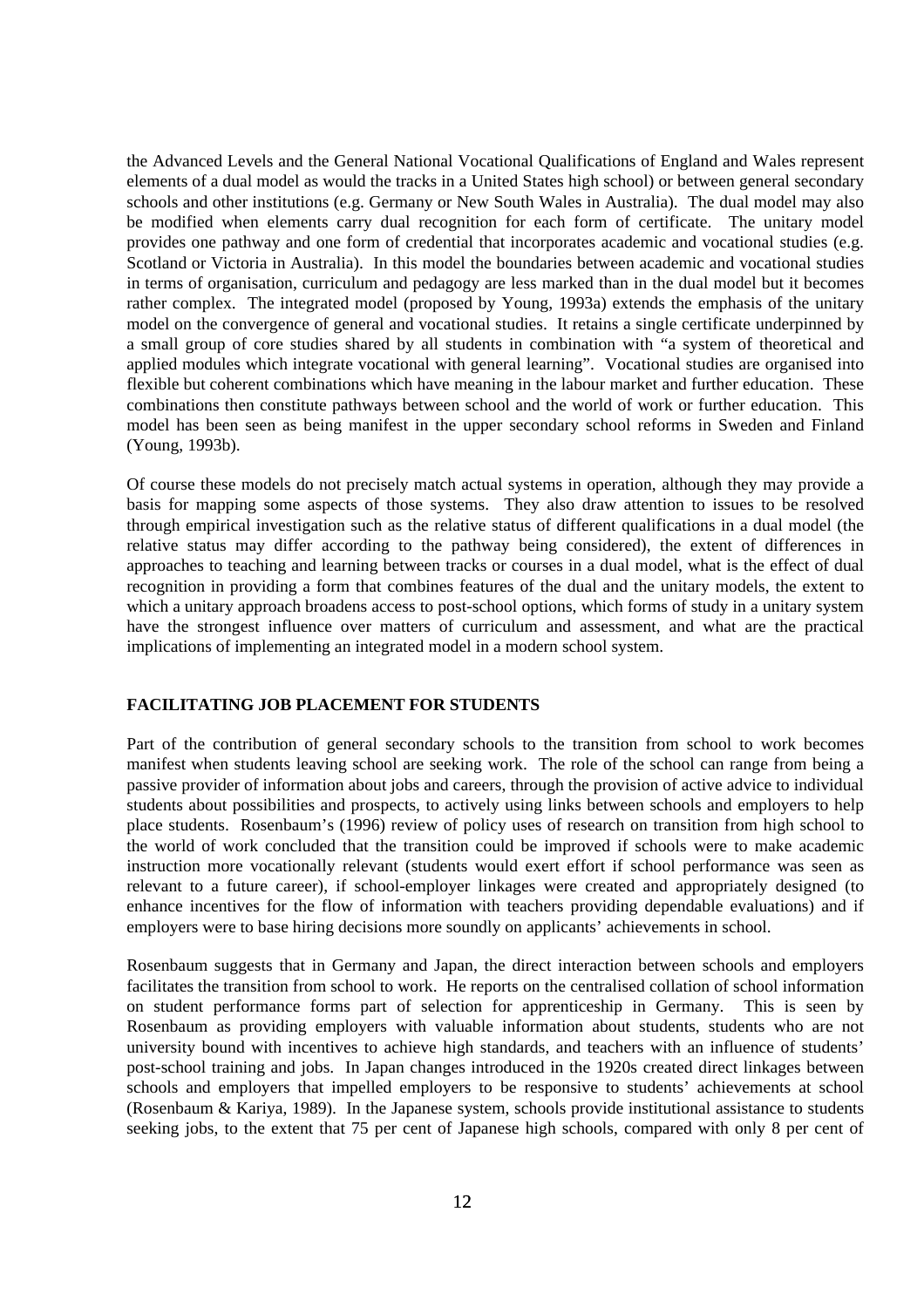the Advanced Levels and the General National Vocational Qualifications of England and Wales represent elements of a dual model as would the tracks in a United States high school) or between general secondary schools and other institutions (e.g. Germany or New South Wales in Australia). The dual model may also be modified when elements carry dual recognition for each form of certificate. The unitary model provides one pathway and one form of credential that incorporates academic and vocational studies (e.g. Scotland or Victoria in Australia). In this model the boundaries between academic and vocational studies in terms of organisation, curriculum and pedagogy are less marked than in the dual model but it becomes rather complex. The integrated model (proposed by Young, 1993a) extends the emphasis of the unitary model on the convergence of general and vocational studies. It retains a single certificate underpinned by a small group of core studies shared by all students in combination with "a system of theoretical and applied modules which integrate vocational with general learning". Vocational studies are organised into flexible but coherent combinations which have meaning in the labour market and further education. These combinations then constitute pathways between school and the world of work or further education. This model has been seen as being manifest in the upper secondary school reforms in Sweden and Finland (Young, 1993b).

Of course these models do not precisely match actual systems in operation, although they may provide a basis for mapping some aspects of those systems. They also draw attention to issues to be resolved through empirical investigation such as the relative status of different qualifications in a dual model (the relative status may differ according to the pathway being considered), the extent of differences in approaches to teaching and learning between tracks or courses in a dual model, what is the effect of dual recognition in providing a form that combines features of the dual and the unitary models, the extent to which a unitary approach broadens access to post-school options, which forms of study in a unitary system have the strongest influence over matters of curriculum and assessment, and what are the practical implications of implementing an integrated model in a modern school system.

## FACILITATING JOB PLACEMENT FOR STUDENTS

Part of the contribution of general secondary schools to the transition from school to work becomes manifest when students leaving school are seeking work. The role of the school can range from being a passive provider of information about jobs and careers, through the provision of active advice to individual students about possibilities and prospects, to actively using links between schools and employers to help place students. Rosenbaum's (1996) review of policy uses of research on transition from high school to the world of work concluded that the transition could be improved if schools were to make academic instruction more vocationally relevant (students would exert effort if school performance was seen as relevant to a future career), if school-employer linkages were created and appropriately designed (to enhance incentives for the flow of information with teachers providing dependable evaluations) and if employers were to base hiring decisions more soundly on applicants' achievements in school.

Rosenbaum suggests that in Germany and Japan, the direct interaction between schools and employers facilitates the transition from school to work. He reports on the centralised collation of school information on student performance forms part of selection for apprenticeship in Germany. This is seen by Rosenbaum as providing employers with valuable information about students, students who are not university bound with incentives to achieve high standards, and teachers with an influence of students' post-school training and jobs. In Japan changes introduced in the 1920s created direct linkages between schools and employers that impelled employers to be responsive to students' achievements at school (Rosenbaum & Kariya, 1989). In the Japanese system, schools provide institutional assistance to students seeking jobs, to the extent that 75 per cent of Japanese high schools, compared with only 8 per cent of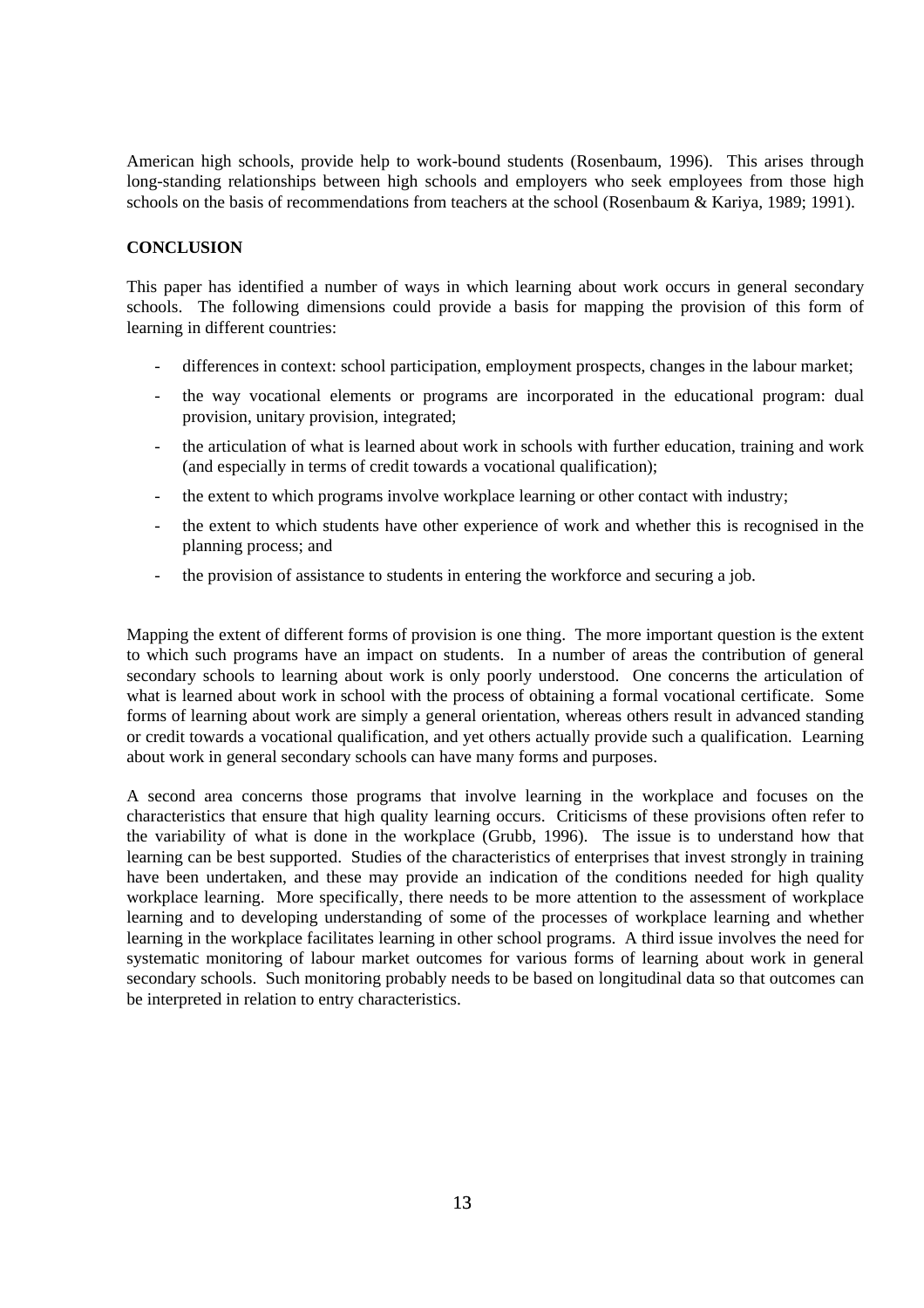American high schools, provide help to work-bound students (Rosenbaum, 1996). This arises through long-standing relationships between high schools and employers who seek employees from those high schools on the basis of recommendations from teachers at the school (Rosenbaum & Kariya, 1989; 1991).

**CONCLUSION**

This paper has identified a number of ways in which learning about work occurs in general secondary schools. The following dimensions could provide a basis for mapping the provision of this form of learning in different countries:

- differences in context: school participation, employment prospects, changes in the labour market;
- the way vocational elements or programs are incorporated in the educational program: dual provision, unitary provision, integrated;
- the articulation of what is learned about work in schools with further education, training and work (and especially in terms of credit towards a vocational qualification);
- the extent to which programs involve workplace learning or other contact with industry;
- the extent to which students have other experience of work and whether this is recognised in the planning process; and
- the provision of assistance to students in entering the workforce and securing a job.

Mapping the extent of different forms of provision is one thing. The more important question is the extent to which such programs have an impact on students. In a number of areas the contribution of general secondary schools to learning about work is only poorly understood. One concerns the articulation of what is learned about work in school with the process of obtaining a formal vocational certificate. Some forms of learning about work are simply a general orientation, whereas others result in advanced standing or credit towards a vocational qualification, and yet others actually provide such a qualification. Learning about work in general secondary schools can have many forms and purposes.

A second area concerns those programs that involve learning in the workplace and focuses on the characteristics that ensure that high quality learning occurs. Criticisms of these provisions often refer to the variability of what is done in the workplace (Grubb, 1996). The issue is to understand how that learning can be best supported. Studies of the characteristics of enterprises that invest strongly in training have been undertaken, and these may provide an indication of the conditions needed for high quality workplace learning. More specifically, there needs to be more attention to the assessment of workplace learning and to developing understanding of some of the processes of workplace learning and whether learning in the workplace facilitates learning in other school programs. A third issue involves the need for systematic monitoring of labour market outcomes for various forms of learning about work in general secondary schools. Such monitoring probably needs to be based on longitudinal data so that outcomes can be interpreted in relation to entry characteristics.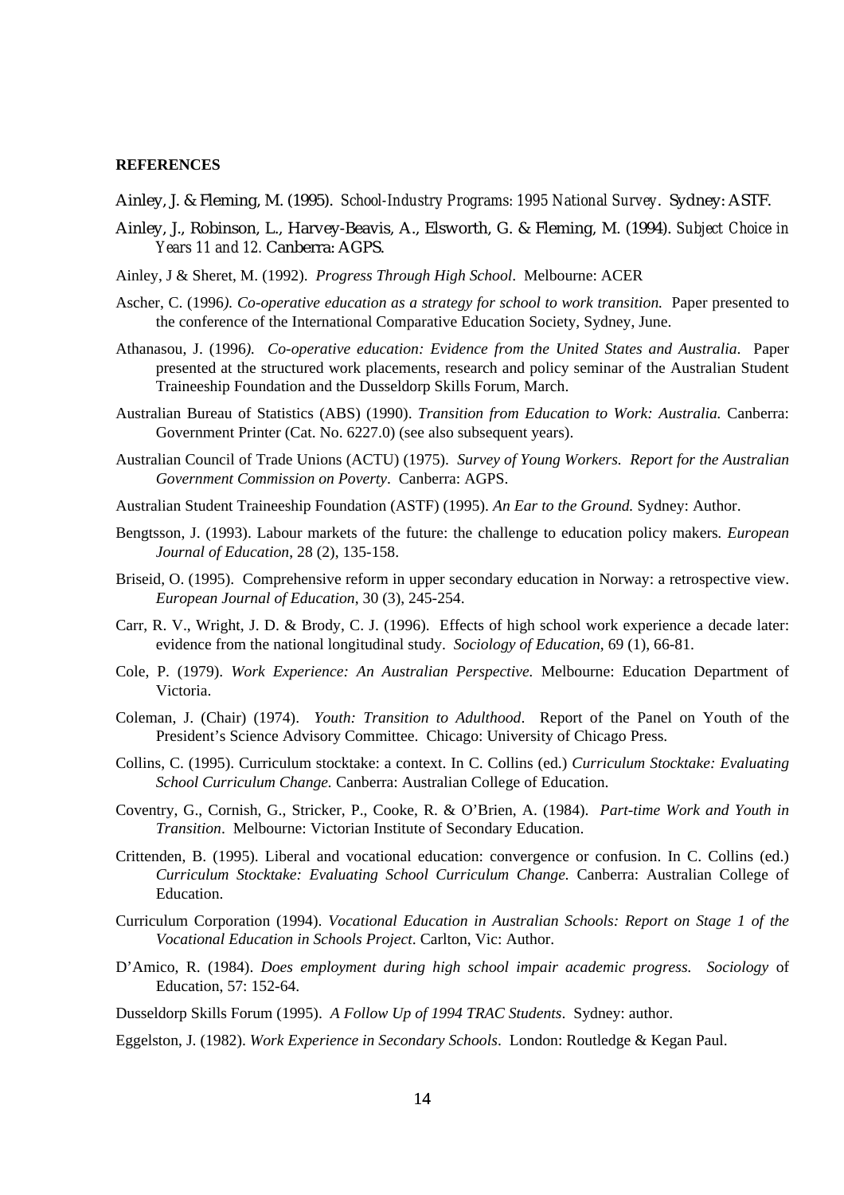**REFERENCES**

Ainley, J. & Fleming, M. (1995). *School-Industry Programs: 1995 National Survey*. Sydney: ASTF.

Ainley, J., Robinson, L., Harvey-Beavis, A., Elsworth, G. & Fleming, M. (1994). *Subject Choice in Years 11 and 12*. Canberra: AGPS.

Ainley, J & Sheret, M. (1992). *Progress Through High School*. Melbourne: ACER

Ascher, C. (1996*). Co-operative education as a strategy for school to work transition.* Paper presented to the conference of the International Comparative Education Society, Sydney, June.

Athanasou, J. (1996*). Co-operative education: Evidence from the United States and Australia*. Paper presented at the structured work placements, research and policy seminar of the Australian Student Traineeship Foundation and the Dusseldorp Skills Forum, March.

Australian Bureau of Statistics (ABS) (1990). *Transition from Education to Work: Australia.* Canberra: Government Printer (Cat. No. 6227.0) (see also subsequent years).

Australian Council of Trade Unions (ACTU) (1975). *Survey of Young Workers. Report for the Australian Government Commission on Poverty*. Canberra: AGPS.

Australian Student Traineeship Foundation (ASTF) (1995). *An Ear to the Ground.* Sydney: Author.

Bengtsson, J. (1993). Labour markets of the future: the challenge to education policy makers*. European Journal of Education*, 28 (2), 135-158.

Briseid, O. (1995). Comprehensive reform in upper secondary education in Norway: a retrospective view. *European Journal of Education*, 30 (3), 245-254.

Carr, R. V., Wright, J. D. & Brody, C. J. (1996). Effects of high school work experience a decade later: evidence from the national longitudinal study. *Sociology of Education*, 69 (1), 66-81.

Cole, P. (1979). *Work Experience: An Australian Perspective.* Melbourne: Education Department of Victoria.

Coleman, J. (Chair) (1974). *Youth: Transition to Adulthood*. Report of the Panel on Youth of the President's Science Advisory Committee. Chicago: University of Chicago Press.

Collins, C. (1995). Curriculum stocktake: a context. In C. Collins (ed.) *Curriculum Stocktake: Evaluating School Curriculum Change.* Canberra: Australian College of Education.

Coventry, G., Cornish, G., Stricker, P., Cooke, R. & O'Brien, A. (1984). *Part-time Work and Youth in Transition*. Melbourne: Victorian Institute of Secondary Education.

Crittenden, B. (1995). Liberal and vocational education: convergence or confusion. In C. Collins (ed.) *Curriculum Stocktake: Evaluating School Curriculum Change.* Canberra: Australian College of Education.

Curriculum Corporation (1994). *Vocational Education in Australian Schools: Report on Stage 1 of the Vocational Education in Schools Project*. Carlton, Vic: Author.

D'Amico, R. (1984). *Does employment during high school impair academic progress. Sociology* of Education, 57: 152-64.

Dusseldorp Skills Forum (1995). *A Follow Up of 1994 TRAC Students*. Sydney: author.

Eggelston, J. (1982). *Work Experience in Secondary Schools*. London: Routledge & Kegan Paul.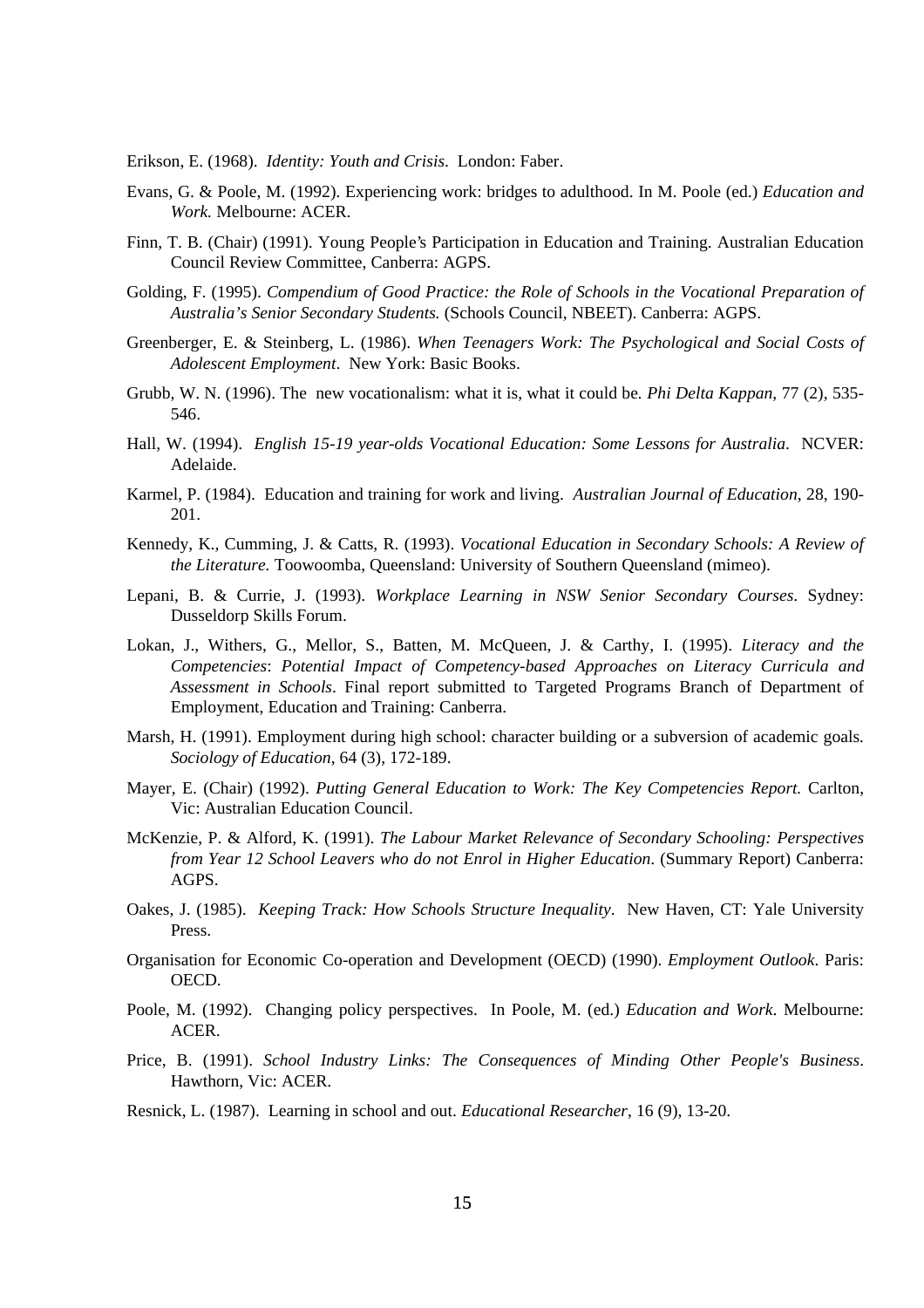Erikson, E. (1968). *Identity: Youth and Crisis*. London: Faber.

Evans, G. & Poole, M. (1992). Experiencing work: bridges to adulthood. In M. Poole (ed.) *Education and Work.* Melbourne: ACER.

Finn, T. B. (Chair) (1991). Young People's Participation in Education and Training. Australian Education Council Review Committee, Canberra: AGPS.

Golding, F. (1995). *Compendium of Good Practice: the Role of Schools in the Vocational Preparation of Australia's Senior Secondary Students.* (Schools Council, NBEET). Canberra: AGPS.

Greenberger, E. & Steinberg, L. (1986). *When Teenagers Work: The Psychological and Social Costs of Adolescent Employment*. New York: Basic Books.

Grubb, W. N. (1996). The new vocationalism: what it is, what it could be. *Phi Delta Kappan*, 77 (2), 535-546.

Hall, W. (1994). *English 15-19 year-olds Vocational Education: Some Lessons for Australia*. NCVER: Adelaide.

Karmel, P. (1984). Education and training for work and living. *Australian Journal of Education*, 28, 190-201.

Kennedy, K., Cumming, J. & Catts, R. (1993). *Vocational Education in Secondary Schools: A Review of the Literature.* Toowoomba, Queensland: University of Southern Queensland (mimeo).

Lepani, B. & Currie, J. (1993). *Workplace Learning in NSW Senior Secondary Courses*. Sydney: Dusseldorp Skills Forum.

Lokan, J., Withers, G., Mellor, S., Batten, M. McQueen, J. & Carthy, I. (1995). *Literacy and the Competencies*: *Potential Impact of Competency-based Approaches on Literacy Curricula and Assessment in Schools*. Final report submitted to Targeted Programs Branch of Department of Employment, Education and Training: Canberra.

Marsh, H. (1991). Employment during high school: character building or a subversion of academic goals. *Sociology of Education*, 64 (3), 172-189.

Mayer, E. (Chair) (1992). *Putting General Education to Work: The Key Competencies Report.* Carlton, Vic: Australian Education Council.

McKenzie, P. & Alford, K. (1991). *The Labour Market Relevance of Secondary Schooling: Perspectives from Year 12 School Leavers who do not Enrol in Higher Education*. (Summary Report) Canberra: AGPS.

Oakes, J. (1985). *Keeping Track: How Schools Structure Inequality*. New Haven, CT: Yale University Press.

Organisation for Economic Co-operation and Development (OECD) (1990). *Employment Outlook*. Paris: OECD.

Poole, M. (1992). Changing policy perspectives. In Poole, M. (ed.) *Education and Work*. Melbourne: ACER.

Price, B. (1991). *School Industry Links: The Consequences of Minding Other People's Business*. Hawthorn, Vic: ACER.

Resnick, L. (1987). Learning in school and out. *Educational Researcher*, 16 (9), 13-20.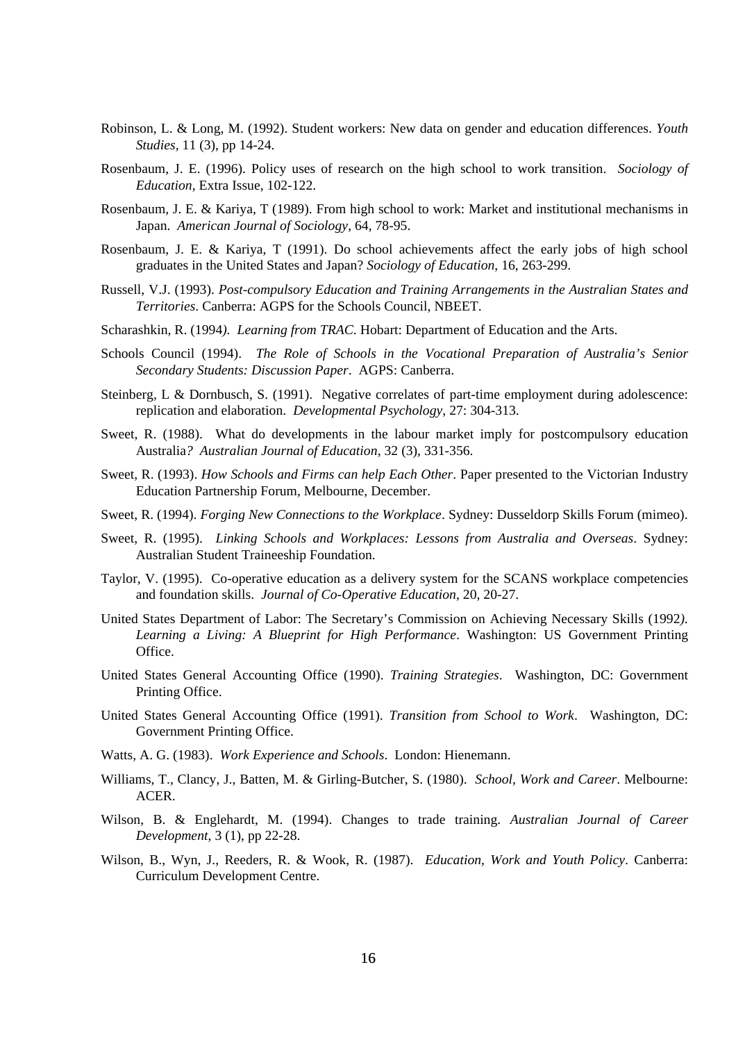Robinson, L. & Long, M. (1992). Student workers: New data on gender and education differences. *Youth Studies*, 11 (3), pp 14-24.

Rosenbaum, J. E. (1996). Policy uses of research on the high school to work transition. *Sociology of Education*, Extra Issue, 102-122.

Rosenbaum, J. E. & Kariya, T (1989). From high school to work: Market and institutional mechanisms in Japan. *American Journal of Sociology*, 64, 78-95.

Rosenbaum, J. E. & Kariya, T (1991). Do school achievements affect the early jobs of high school graduates in the United States and Japan? *Sociology of Education*, 16, 263-299.

Russell, V.J. (1993). *Post-compulsory Education and Training Arrangements in the Australian States and Territories*. Canberra: AGPS for the Schools Council, NBEET.

Scharashkin, R. (1994*). Learning from TRAC*. Hobart: Department of Education and the Arts.

Schools Council (1994). *The Role of Schools in the Vocational Preparation of Australia's Senior Secondary Students: Discussion Paper*. AGPS: Canberra.

Steinberg, L & Dornbusch, S. (1991). Negative correlates of part-time employment during adolescence: replication and elaboration. *Developmental Psychology*, 27: 304-313.

Sweet, R. (1988). What do developments in the labour market imply for postcompulsory education Australia*? Australian Journal of Education*, 32 (3), 331-356.

Sweet, R. (1993). *How Schools and Firms can help Each Other*. Paper presented to the Victorian Industry Education Partnership Forum, Melbourne, December.

Sweet, R. (1994). *Forging New Connections to the Workplace*. Sydney: Dusseldorp Skills Forum (mimeo).

Sweet, R. (1995). *Linking Schools and Workplaces: Lessons from Australia and Overseas*. Sydney: Australian Student Traineeship Foundation.

Taylor, V. (1995). Co-operative education as a delivery system for the SCANS workplace competencies and foundation skills. *Journal of Co-Operative Education*, 20, 20-27.

United States Department of Labor: The Secretary's Commission on Achieving Necessary Skills (1992*). Learning a Living: A Blueprint for High Performance*. Washington: US Government Printing Office.

United States General Accounting Office (1990). *Training Strategies*. Washington, DC: Government Printing Office.

United States General Accounting Office (1991). *Transition from School to Work*. Washington, DC: Government Printing Office.

Watts, A. G. (1983). *Work Experience and Schools*. London: Hienemann.

Williams, T., Clancy, J., Batten, M. & Girling-Butcher, S. (1980). *School, Work and Career*. Melbourne: ACER.

Wilson, B. & Englehardt, M. (1994). Changes to trade training. *Australian Journal of Career Development*, 3 (1), pp 22-28.

Wilson, B., Wyn, J., Reeders, R. & Wook, R. (1987). *Education, Work and Youth Policy*. Canberra: Curriculum Development Centre.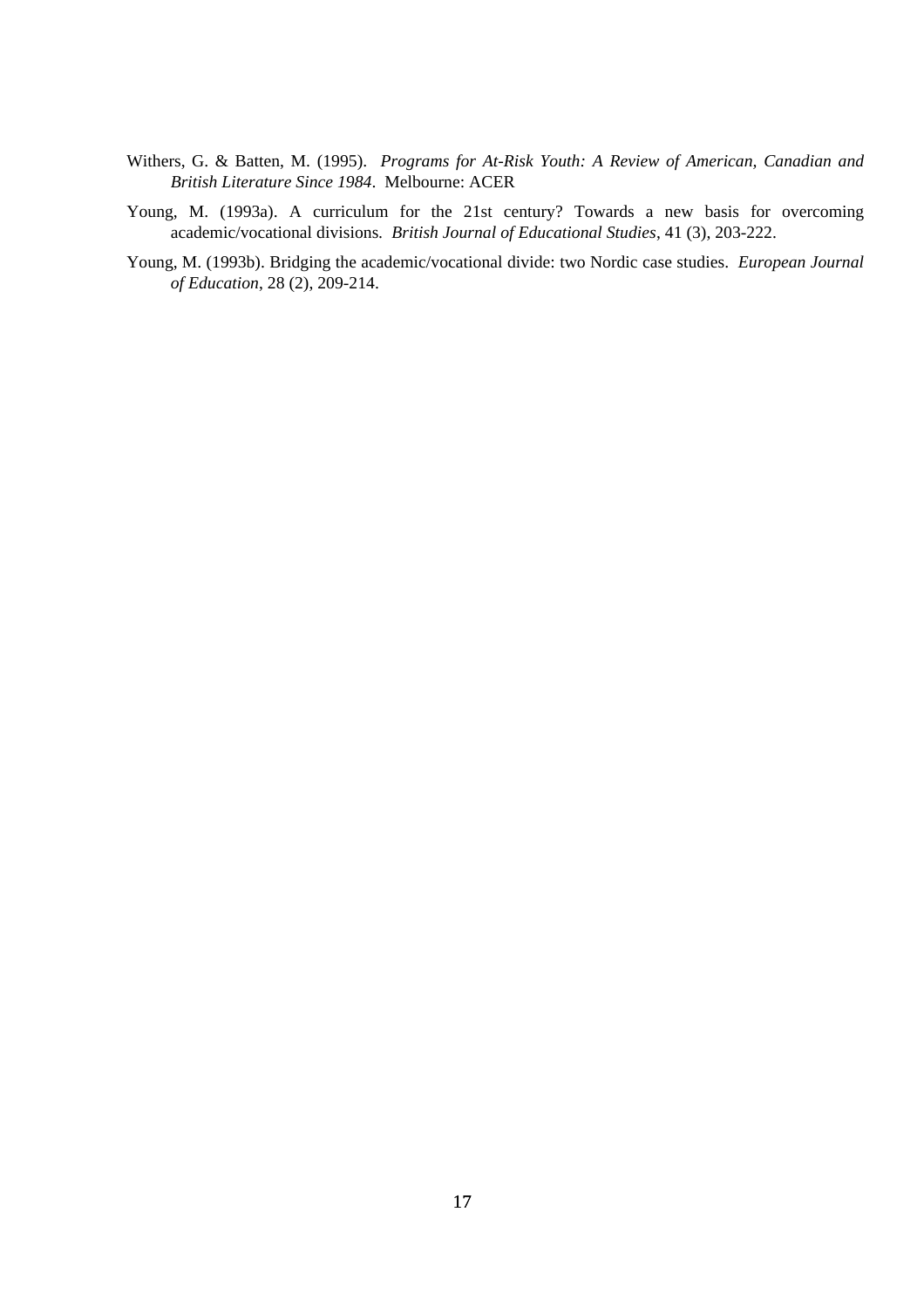Withers, G. & Batten, M. (1995). *Programs for At-Risk Youth: A Review of American, Canadian and British Literature Since 1984*. Melbourne: ACER

Young, M. (1993a). A curriculum for the 21st century? Towards a new basis for overcoming academic/vocational divisions. *British Journal of Educational Studies*, 41 (3), 203-222.

Young, M. (1993b). Bridging the academic/vocational divide: two Nordic case studies. *European Journal of Education*, 28 (2), 209-214.